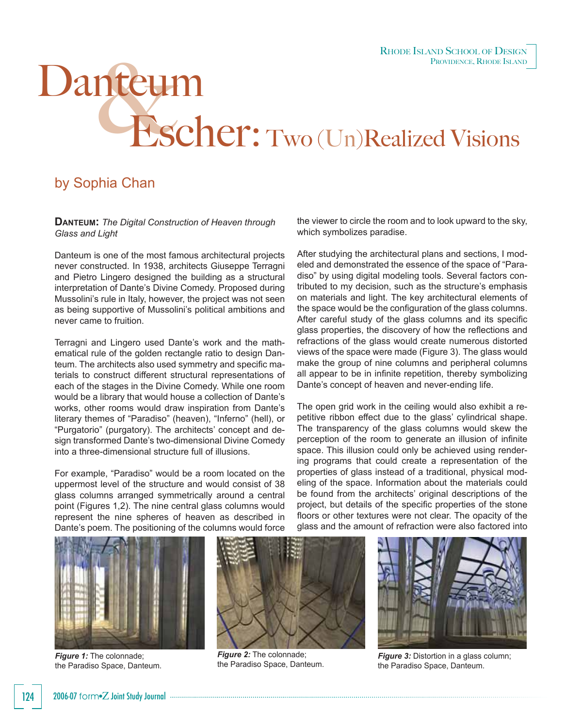Rhode Island School of Design
Providence, Rhode Island

# Danteum & Escher: Two (Un)Realized Visions

## by Sophia Chan

**Danteum:** *The Digital Construction of Heaven through Glass and Light*

Danteum is one of the most famous architectural projects never constructed. In 1938, architects Giuseppe Terragni and Pietro Lingero designed the building as a structural interpretation of Dante's Divine Comedy. Proposed during Mussolini's rule in Italy, however, the project was not seen as being supportive of Mussolini's political ambitions and never came to fruition.

Terragni and Lingero used Dante's work and the mathematical rule of the golden rectangle ratio to design Danteum. The architects also used symmetry and specific materials to construct different structural representations of each of the stages in the Divine Comedy. While one room would be a library that would house a collection of Dante's works, other rooms would draw inspiration from Dante's literary themes of "Paradiso" (heaven), "Inferno" (hell), or "Purgatorio" (purgatory). The architects' concept and design transformed Dante's two-dimensional Divine Comedy into a three-dimensional structure full of illusions.

For example, "Paradiso" would be a room located on the uppermost level of the structure and would consist of 38 glass columns arranged symmetrically around a central point (Figures 1,2). The nine central glass columns would represent the nine spheres of heaven as described in Dante's poem. The positioning of the columns would force the viewer to circle the room and to look upward to the sky, which symbolizes paradise.

After studying the architectural plans and sections, I modeled and demonstrated the essence of the space of "Paradiso" by using digital modeling tools. Several factors contributed to my decision, such as the structure's emphasis on materials and light. The key architectural elements of the space would be the configuration of the glass columns. After careful study of the glass columns and its specific glass properties, the discovery of how the reflections and refractions of the glass would create numerous distorted views of the space were made (Figure 3). The glass would make the group of nine columns and peripheral columns all appear to be in infinite repetition, thereby symbolizing Dante's concept of heaven and never-ending life.

The open grid work in the ceiling would also exhibit a repetitive ribbon effect due to the glass' cylindrical shape. The transparency of the glass columns would skew the perception of the room to generate an illusion of infinite space. This illusion could only be achieved using rendering programs that could create a representation of the properties of glass instead of a traditional, physical modeling of the space. Information about the materials could be found from the architects' original descriptions of the project, but details of the specific properties of the stone floors or other textures were not clear. The opacity of the glass and the amount of refraction were also factored into

***Figure 1:*** The colonnade; the Paradiso Space, Danteum.

***Figure 2:*** The colonnade; the Paradiso Space, Danteum.

***Figure 3:*** Distortion in a glass column; the Paradiso Space, Danteum.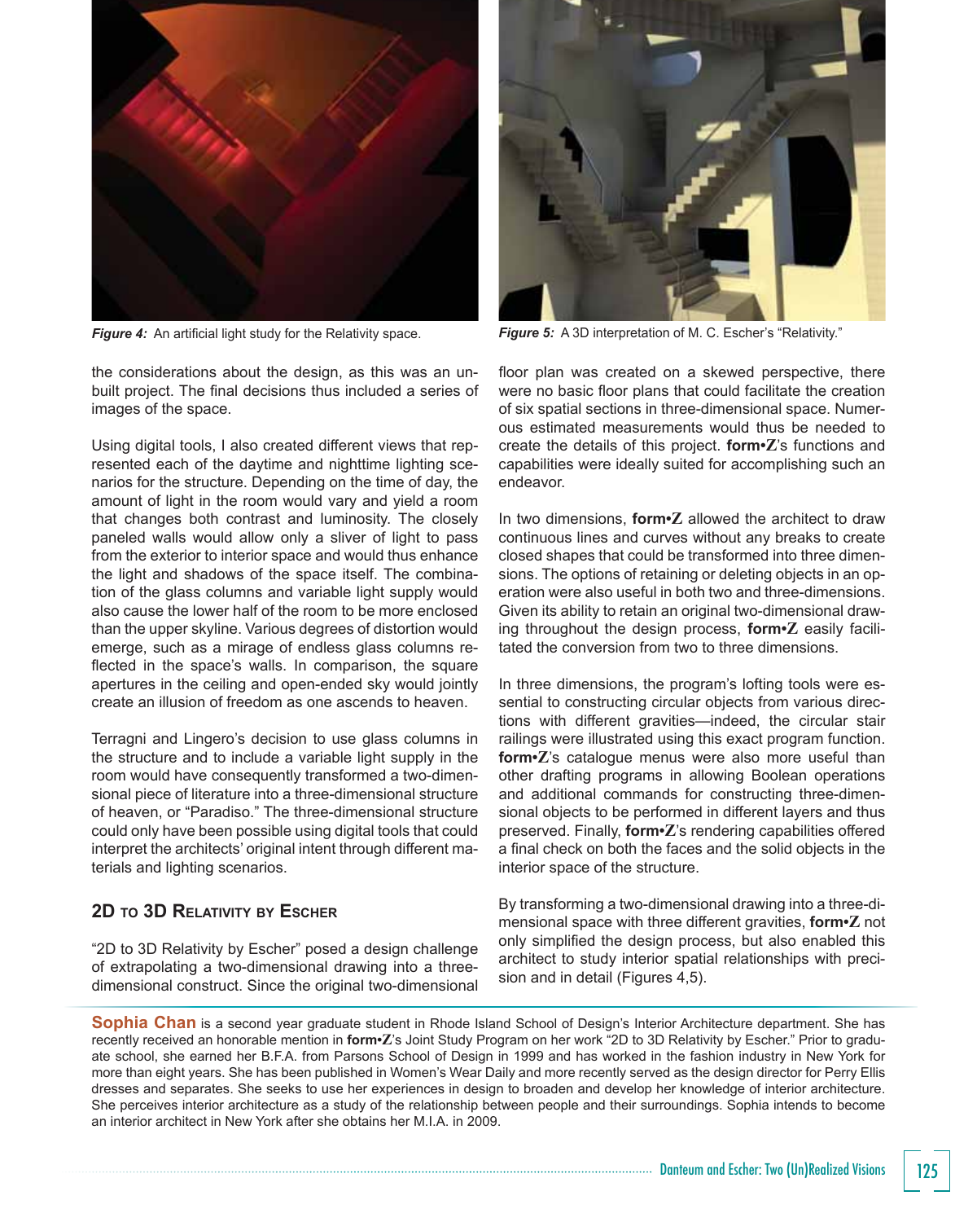*Figure 4:* An artificial light study for the Relativity space.

*Figure 5:* A 3D interpretation of M. C. Escher's "Relativity."

the considerations about the design, as this was an unbuilt project. The final decisions thus included a series of images of the space.

Using digital tools, I also created different views that represented each of the daytime and nighttime lighting scenarios for the structure. Depending on the time of day, the amount of light in the room would vary and yield a room that changes both contrast and luminosity. The closely paneled walls would allow only a sliver of light to pass from the exterior to interior space and would thus enhance the light and shadows of the space itself. The combination of the glass columns and variable light supply would also cause the lower half of the room to be more enclosed than the upper skyline. Various degrees of distortion would emerge, such as a mirage of endless glass columns reflected in the space's walls. In comparison, the square apertures in the ceiling and open-ended sky would jointly create an illusion of freedom as one ascends to heaven.

Terragni and Lingero's decision to use glass columns in the structure and to include a variable light supply in the room would have consequently transformed a two-dimensional piece of literature into a three-dimensional structure of heaven, or "Paradiso." The three-dimensional structure could only have been possible using digital tools that could interpret the architects' original intent through different materials and lighting scenarios.

## 2D to 3D Relativity by Escher

"2D to 3D Relativity by Escher" posed a design challenge of extrapolating a two-dimensional drawing into a three-dimensional construct. Since the original two-dimensional floor plan was created on a skewed perspective, there were no basic floor plans that could facilitate the creation of six spatial sections in three-dimensional space. Numerous estimated measurements would thus be needed to create the details of this project. **form•Z**'s functions and capabilities were ideally suited for accomplishing such an endeavor.

In two dimensions, **form•Z** allowed the architect to draw continuous lines and curves without any breaks to create closed shapes that could be transformed into three dimensions. The options of retaining or deleting objects in an operation were also useful in both two and three-dimensions. Given its ability to retain an original two-dimensional drawing throughout the design process, **form•Z** easily facilitated the conversion from two to three dimensions.

In three dimensions, the program's lofting tools were essential to constructing circular objects from various directions with different gravities—indeed, the circular stair railings were illustrated using this exact program function. **form•Z**'s catalogue menus were also more useful than other drafting programs in allowing Boolean operations and additional commands for constructing three-dimensional objects to be performed in different layers and thus preserved. Finally, **form•Z**'s rendering capabilities offered a final check on both the faces and the solid objects in the interior space of the structure.

By transforming a two-dimensional drawing into a three-dimensional space with three different gravities, **form•Z** not only simplified the design process, but also enabled this architect to study interior spatial relationships with precision and in detail (Figures 4,5).

**Sophia Chan** is a second year graduate student in Rhode Island School of Design's Interior Architecture department. She has recently received an honorable mention in **form•Z**'s Joint Study Program on her work "2D to 3D Relativity by Escher." Prior to graduate school, she earned her B.F.A. from Parsons School of Design in 1999 and has worked in the fashion industry in New York for more than eight years. She has been published in Women's Wear Daily and more recently served as the design director for Perry Ellis dresses and separates. She seeks to use her experiences in design to broaden and develop her knowledge of interior architecture. She perceives interior architecture as a study of the relationship between people and their surroundings. Sophia intends to become an interior architect in New York after she obtains her M.I.A. in 2009.